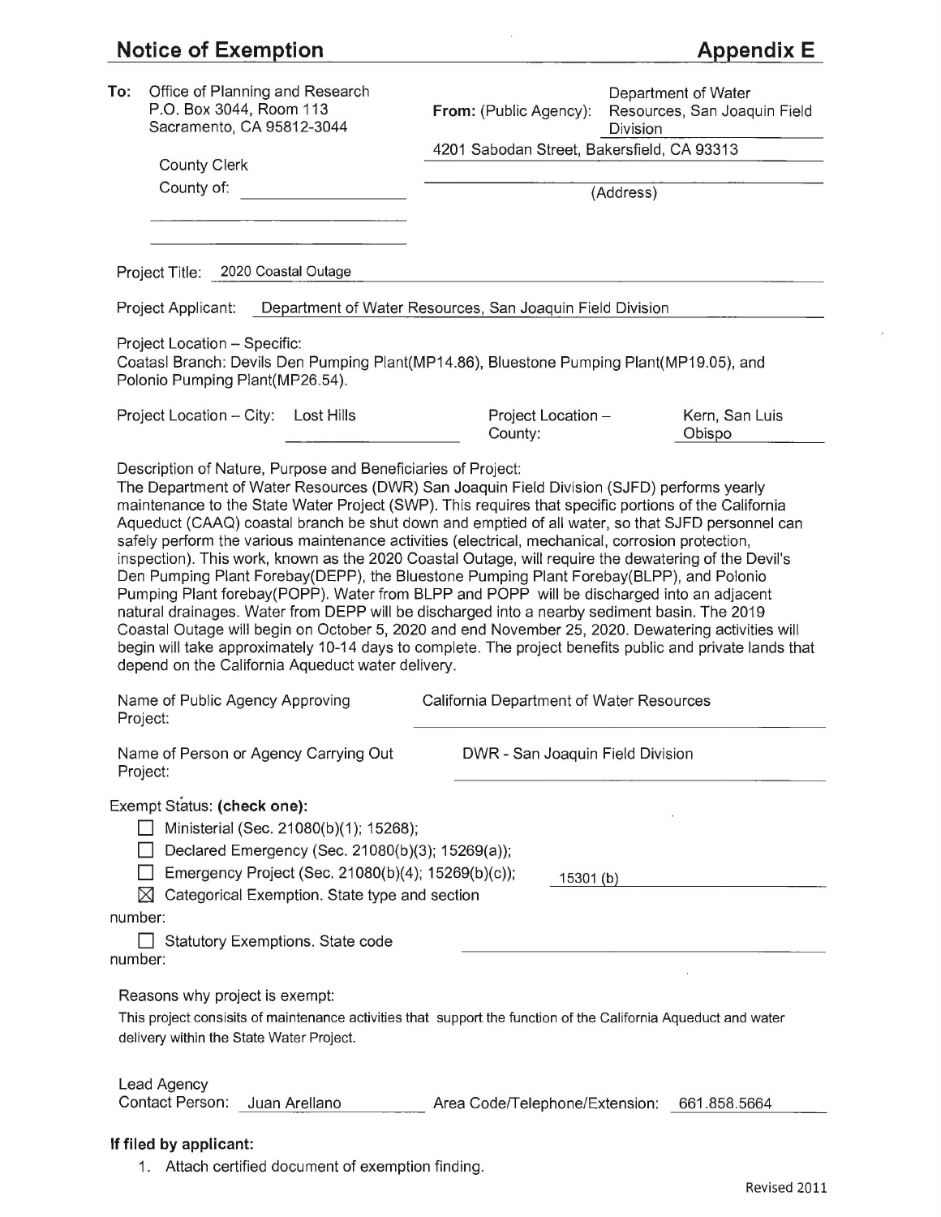## Notice of Exemption

## Appendix E

**To:** Office of Planning and Research
P.O. Box 3044, Room 113
Sacramento, CA 95812-3044

County Clerk
County of: ____________

**From:** (Public Agency): Department of Water Resources, San Joaquin Field Division

4201 Sabodan Street, Bakersfield, CA 93313

(Address)

Project Title: 2020 Coastal Outage

Project Applicant: Department of Water Resources, San Joaquin Field Division

Project Location – Specific:
Coatasl Branch: Devils Den Pumping Plant(MP14.86), Bluestone Pumping Plant(MP19.05), and Polonio Pumping Plant(MP26.54).

Project Location – City: Lost Hills

Project Location – County: Kern, San Luis Obispo

Description of Nature, Purpose and Beneficiaries of Project:
The Department of Water Resources (DWR) San Joaquin Field Division (SJFD) performs yearly maintenance to the State Water Project (SWP). This requires that specific portions of the California Aqueduct (CAAQ) coastal branch be shut down and emptied of all water, so that SJFD personnel can safely perform the various maintenance activities (electrical, mechanical, corrosion protection, inspection). This work, known as the 2020 Coastal Outage, will require the dewatering of the Devil's Den Pumping Plant Forebay(DEPP), the Bluestone Pumping Plant Forebay(BLPP), and Polonio Pumping Plant forebay(POPP). Water from BLPP and POPP will be discharged into an adjacent natural drainages. Water from DEPP will be discharged into a nearby sediment basin. The 2019 Coastal Outage will begin on October 5, 2020 and end November 25, 2020. Dewatering activities will begin will take approximately 10-14 days to complete. The project benefits public and private lands that depend on the California Aqueduct water delivery.

Name of Public Agency Approving Project: California Department of Water Resources

Name of Person or Agency Carrying Out Project: DWR - San Joaquin Field Division

Exempt Status: **(check one):**

- ☐ Ministerial (Sec. 21080(b)(1); 15268);
- ☐ Declared Emergency (Sec. 21080(b)(3); 15269(a));
- ☐ Emergency Project (Sec. 21080(b)(4); 15269(b)(c));
- ☒ Categorical Exemption. State type and section number: 15301 (b)
- ☐ Statutory Exemptions. State code number:

Reasons why project is exempt:
This project consisits of maintenance activities that support the function of the California Aqueduct and water delivery within the State Water Project.

Lead Agency Contact Person: Juan Arellano

Area Code/Telephone/Extension: 661.858.5664

**If filed by applicant:**

1. Attach certified document of exemption finding.

Revised 2011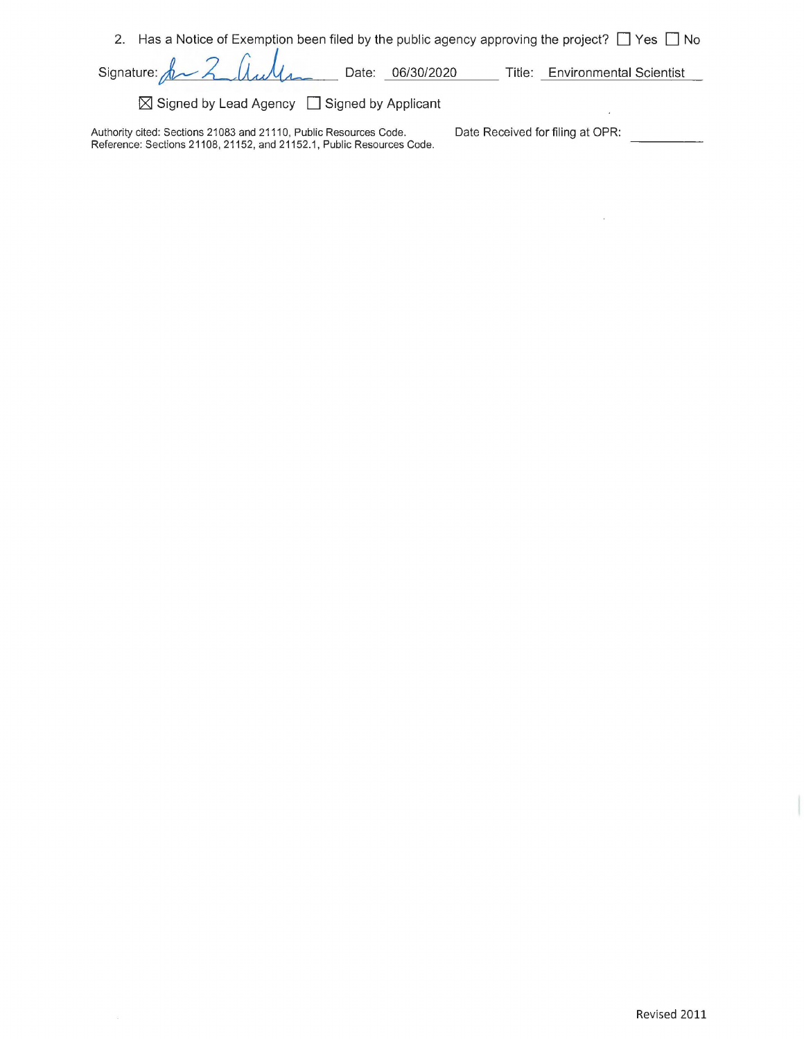2. Has a Notice of Exemption been filed by the public agency approving the project? ☐ Yes ☐ No

Signature: [signature] Date: 06/30/2020 Title: Environmental Scientist

☒ Signed by Lead Agency ☐ Signed by Applicant

Authority cited: Sections 21083 and 21110, Public Resources Code.
Reference: Sections 21108, 21152, and 21152.1, Public Resources Code.

Date Received for filing at OPR: ____________

Revised 2011